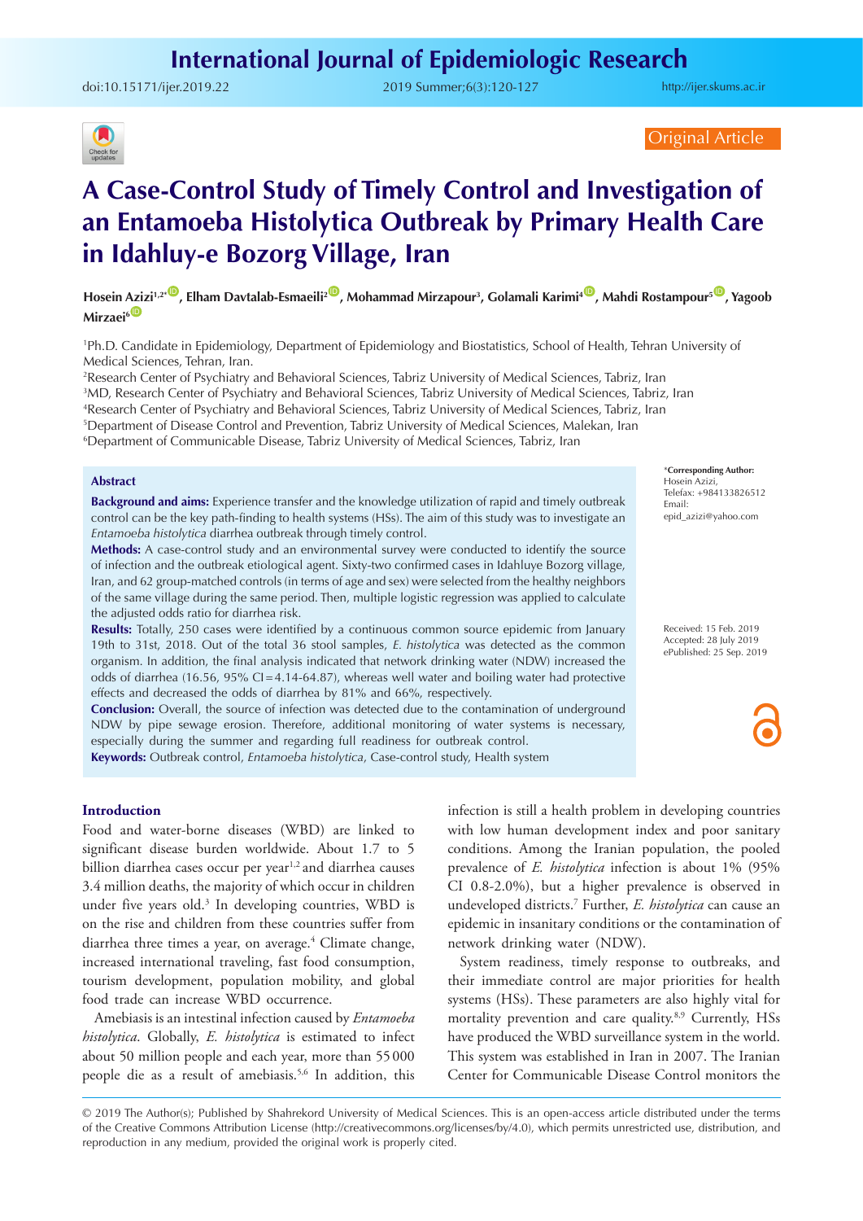Original Article

# A Case-Control Study of Timely Control and Investigation of an Entamoeba Histolytica Outbreak by Primary Health Care in Idahluy-e Bozorg Village, Iran

**Hosein Azizi[1,2*], Elham Davtalab-Esmaeili[2], Mohammad Mirzapour[3], Golamali Karimi[4], Mahdi Rostampour[5], Yagoob Mirzaei[6]**

[1]Ph.D. Candidate in Epidemiology, Department of Epidemiology and Biostatistics, School of Health, Tehran University of Medical Sciences, Tehran, Iran.
[2]Research Center of Psychiatry and Behavioral Sciences, Tabriz University of Medical Sciences, Tabriz, Iran
[3]MD, Research Center of Psychiatry and Behavioral Sciences, Tabriz University of Medical Sciences, Tabriz, Iran
[4]Research Center of Psychiatry and Behavioral Sciences, Tabriz University of Medical Sciences, Tabriz, Iran
[5]Department of Disease Control and Prevention, Tabriz University of Medical Sciences, Malekan, Iran
[6]Department of Communicable Disease, Tabriz University of Medical Sciences, Tabriz, Iran

*Corresponding Author: Hosein Azizi, Telefax: +984133826512 Email: epid_azizi@yahoo.com

Received: 15 Feb. 2019
Accepted: 28 July 2019
ePublished: 25 Sep. 2019

## Abstract

**Background and aims:** Experience transfer and the knowledge utilization of rapid and timely outbreak control can be the key path-finding to health systems (HSs). The aim of this study was to investigate an *Entamoeba histolytica* diarrhea outbreak through timely control.

**Methods:** A case-control study and an environmental survey were conducted to identify the source of infection and the outbreak etiological agent. Sixty-two confirmed cases in Idahluye Bozorg village, Iran, and 62 group-matched controls (in terms of age and sex) were selected from the healthy neighbors of the same village during the same period. Then, multiple logistic regression was applied to calculate the adjusted odds ratio for diarrhea risk.

**Results:** Totally, 250 cases were identified by a continuous common source epidemic from January 19th to 31st, 2018. Out of the total 36 stool samples, *E. histolytica* was detected as the common organism. In addition, the final analysis indicated that network drinking water (NDW) increased the odds of diarrhea (16.56, 95% CI=4.14-64.87), whereas well water and boiling water had protective effects and decreased the odds of diarrhea by 81% and 66%, respectively.

**Conclusion:** Overall, the source of infection was detected due to the contamination of underground NDW by pipe sewage erosion. Therefore, additional monitoring of water systems is necessary, especially during the summer and regarding full readiness for outbreak control.

**Keywords:** Outbreak control, *Entamoeba histolytica*, Case-control study, Health system

## Introduction

Food and water-borne diseases (WBD) are linked to significant disease burden worldwide. About 1.7 to 5 billion diarrhea cases occur per year[1,2] and diarrhea causes 3.4 million deaths, the majority of which occur in children under five years old.[3] In developing countries, WBD is on the rise and children from these countries suffer from diarrhea three times a year, on average.[4] Climate change, increased international traveling, fast food consumption, tourism development, population mobility, and global food trade can increase WBD occurrence.

Amebiasis is an intestinal infection caused by *Entamoeba histolytica*. Globally, *E. histolytica* is estimated to infect about 50 million people and each year, more than 55 000 people die as a result of amebiasis.[5,6] In addition, this infection is still a health problem in developing countries with low human development index and poor sanitary conditions. Among the Iranian population, the pooled prevalence of *E. histolytica* infection is about 1% (95% CI 0.8-2.0%), but a higher prevalence is observed in undeveloped districts.[7] Further, *E. histolytica* can cause an epidemic in insanitary conditions or the contamination of network drinking water (NDW).

System readiness, timely response to outbreaks, and their immediate control are major priorities for health systems (HSs). These parameters are also highly vital for mortality prevention and care quality.[8,9] Currently, HSs have produced the WBD surveillance system in the world. This system was established in Iran in 2007. The Iranian Center for Communicable Disease Control monitors the

© 2019 The Author(s); Published by Shahrekord University of Medical Sciences. This is an open-access article distributed under the terms of the Creative Commons Attribution License (http://creativecommons.org/licenses/by/4.0), which permits unrestricted use, distribution, and reproduction in any medium, provided the original work is properly cited.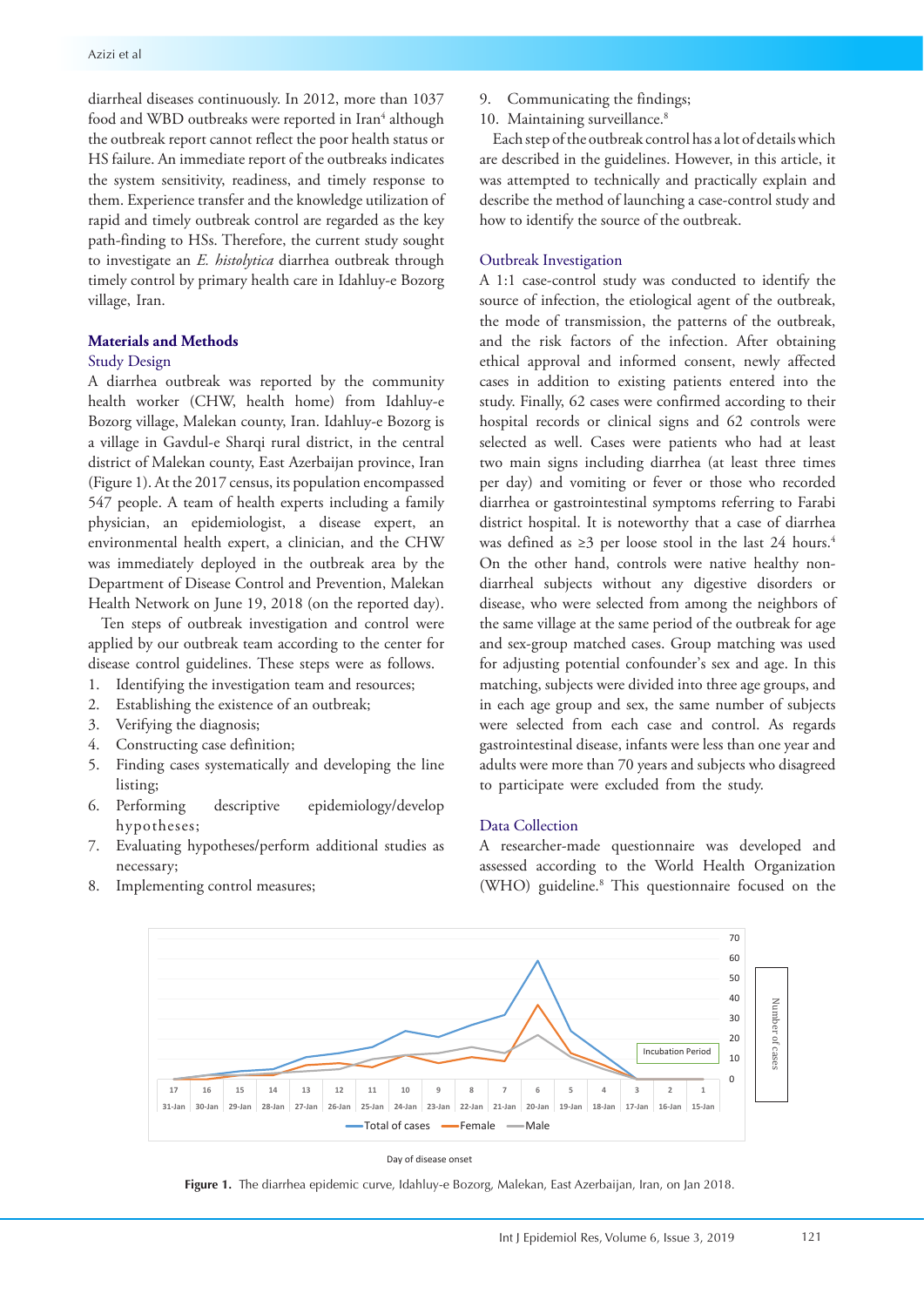diarrheal diseases continuously. In 2012, more than 1037 food and WBD outbreaks were reported in Iran[4] although the outbreak report cannot reflect the poor health status or HS failure. An immediate report of the outbreaks indicates the system sensitivity, readiness, and timely response to them. Experience transfer and the knowledge utilization of rapid and timely outbreak control are regarded as the key path-finding to HSs. Therefore, the current study sought to investigate an *E. histolytica* diarrhea outbreak through timely control by primary health care in Idahluy-e Bozorg village, Iran.

## Materials and Methods

### Study Design

A diarrhea outbreak was reported by the community health worker (CHW, health home) from Idahluy-e Bozorg village, Malekan county, Iran. Idahluy-e Bozorg is a village in Gavdul-e Sharqi rural district, in the central district of Malekan county, East Azerbaijan province, Iran (Figure 1). At the 2017 census, its population encompassed 547 people. A team of health experts including a family physician, an epidemiologist, a disease expert, an environmental health expert, a clinician, and the CHW was immediately deployed in the outbreak area by the Department of Disease Control and Prevention, Malekan Health Network on June 19, 2018 (on the reported day).

Ten steps of outbreak investigation and control were applied by our outbreak team according to the center for disease control guidelines. These steps were as follows.

1. Identifying the investigation team and resources;
2. Establishing the existence of an outbreak;
3. Verifying the diagnosis;
4. Constructing case definition;
5. Finding cases systematically and developing the line listing;
6. Performing descriptive epidemiology/develop hypotheses;
7. Evaluating hypotheses/perform additional studies as necessary;
8. Implementing control measures;
9. Communicating the findings;
10. Maintaining surveillance.[8]

Each step of the outbreak control has a lot of details which are described in the guidelines. However, in this article, it was attempted to technically and practically explain and describe the method of launching a case-control study and how to identify the source of the outbreak.

### Outbreak Investigation

A 1:1 case-control study was conducted to identify the source of infection, the etiological agent of the outbreak, the mode of transmission, the patterns of the outbreak, and the risk factors of the infection. After obtaining ethical approval and informed consent, newly affected cases in addition to existing patients entered into the study. Finally, 62 cases were confirmed according to their hospital records or clinical signs and 62 controls were selected as well. Cases were patients who had at least two main signs including diarrhea (at least three times per day) and vomiting or fever or those who recorded diarrhea or gastrointestinal symptoms referring to Farabi district hospital. It is noteworthy that a case of diarrhea was defined as ≥3 per loose stool in the last 24 hours.[4] On the other hand, controls were native healthy non-diarrheal subjects without any digestive disorders or disease, who were selected from among the neighbors of the same village at the same period of the outbreak for age and sex-group matched cases. Group matching was used for adjusting potential confounder's sex and age. In this matching, subjects were divided into three age groups, and in each age group and sex, the same number of subjects were selected from each case and control. As regards gastrointestinal disease, infants were less than one year and adults were more than 70 years and subjects who disagreed to participate were excluded from the study.

### Data Collection

A researcher-made questionnaire was developed and assessed according to the World Health Organization (WHO) guideline.[8] This questionnaire focused on the

**Figure 1.** The diarrhea epidemic curve, Idahluy-e Bozorg, Malekan, East Azerbaijan, Iran, on Jan 2018.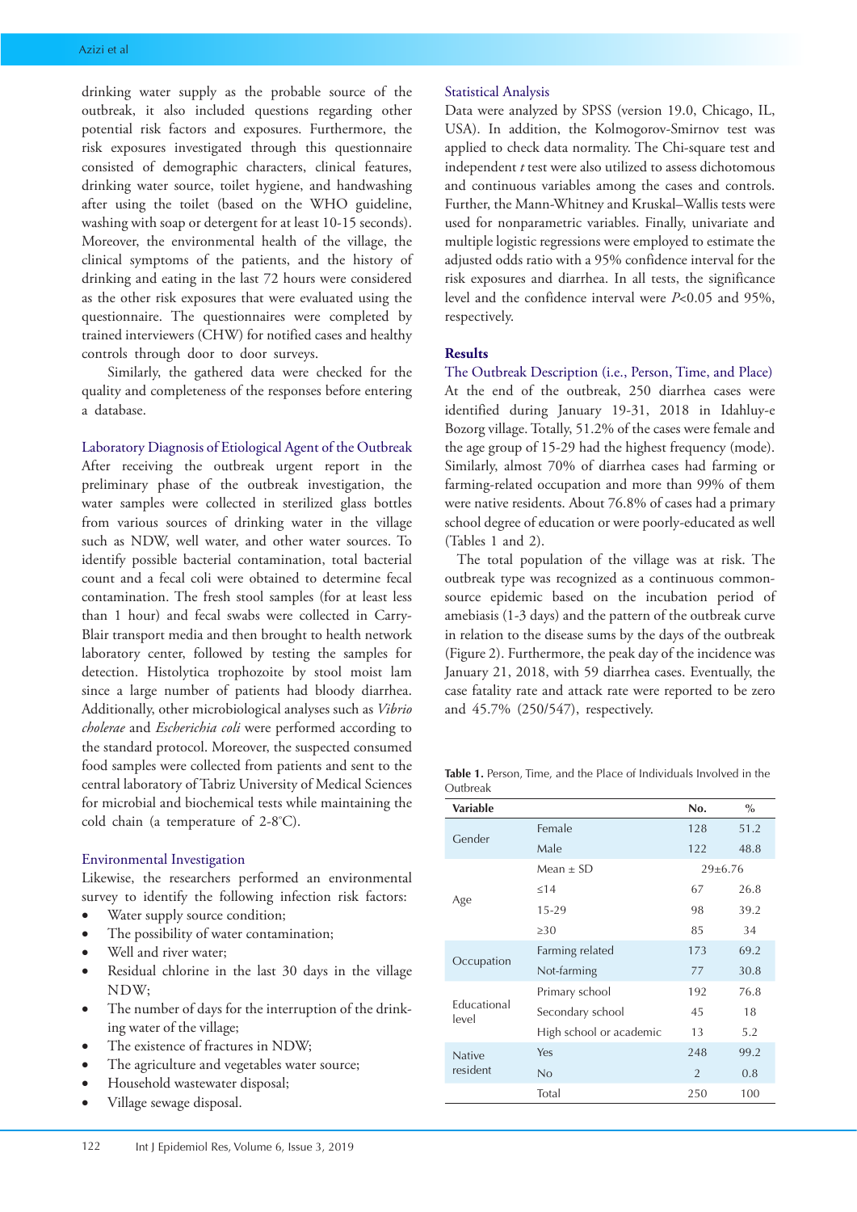drinking water supply as the probable source of the outbreak, it also included questions regarding other potential risk factors and exposures. Furthermore, the risk exposures investigated through this questionnaire consisted of demographic characters, clinical features, drinking water source, toilet hygiene, and handwashing after using the toilet (based on the WHO guideline, washing with soap or detergent for at least 10-15 seconds). Moreover, the environmental health of the village, the clinical symptoms of the patients, and the history of drinking and eating in the last 72 hours were considered as the other risk exposures that were evaluated using the questionnaire. The questionnaires were completed by trained interviewers (CHW) for notified cases and healthy controls through door to door surveys.

Similarly, the gathered data were checked for the quality and completeness of the responses before entering a database.

### Laboratory Diagnosis of Etiological Agent of the Outbreak

After receiving the outbreak urgent report in the preliminary phase of the outbreak investigation, the water samples were collected in sterilized glass bottles from various sources of drinking water in the village such as NDW, well water, and other water sources. To identify possible bacterial contamination, total bacterial count and a fecal coli were obtained to determine fecal contamination. The fresh stool samples (for at least less than 1 hour) and fecal swabs were collected in Carry-Blair transport media and then brought to health network laboratory center, followed by testing the samples for detection. Histolytica trophozoite by stool moist lam since a large number of patients had bloody diarrhea. Additionally, other microbiological analyses such as *Vibrio cholerae* and *Escherichia coli* were performed according to the standard protocol. Moreover, the suspected consumed food samples were collected from patients and sent to the central laboratory of Tabriz University of Medical Sciences for microbial and biochemical tests while maintaining the cold chain (a temperature of 2-8°C).

### Environmental Investigation

Likewise, the researchers performed an environmental survey to identify the following infection risk factors:

- Water supply source condition;
- The possibility of water contamination;
- Well and river water;
- Residual chlorine in the last 30 days in the village NDW;
- The number of days for the interruption of the drinking water of the village;
- The existence of fractures in NDW;
- The agriculture and vegetables water source;
- Household wastewater disposal;
- Village sewage disposal.

### Statistical Analysis

Data were analyzed by SPSS (version 19.0, Chicago, IL, USA). In addition, the Kolmogorov-Smirnov test was applied to check data normality. The Chi-square test and independent *t* test were also utilized to assess dichotomous and continuous variables among the cases and controls. Further, the Mann-Whitney and Kruskal–Wallis tests were used for nonparametric variables. Finally, univariate and multiple logistic regressions were employed to estimate the adjusted odds ratio with a 95% confidence interval for the risk exposures and diarrhea. In all tests, the significance level and the confidence interval were $P<0.05$ and 95%, respectively.

## Results

### The Outbreak Description (i.e., Person, Time, and Place)

At the end of the outbreak, 250 diarrhea cases were identified during January 19-31, 2018 in Idahluy-e Bozorg village. Totally, 51.2% of the cases were female and the age group of 15-29 had the highest frequency (mode). Similarly, almost 70% of diarrhea cases had farming or farming-related occupation and more than 99% of them were native residents. About 76.8% of cases had a primary school degree of education or were poorly-educated as well (Tables 1 and 2).

The total population of the village was at risk. The outbreak type was recognized as a continuous common-source epidemic based on the incubation period of amebiasis (1-3 days) and the pattern of the outbreak curve in relation to the disease sums by the days of the outbreak (Figure 2). Furthermore, the peak day of the incidence was January 21, 2018, with 59 diarrhea cases. Eventually, the case fatality rate and attack rate were reported to be zero and 45.7% (250/547), respectively.

**Table 1.** Person, Time, and the Place of Individuals Involved in the Outbreak

| Variable | | No. | % |
|---|---|---|---|
| Gender | Female | 128 | 51.2 |
| | Male | 122 | 48.8 |
| Age | Mean ± SD | 29±6.76 | |
| | ≤14 | 67 | 26.8 |
| | 15-29 | 98 | 39.2 |
| | ≥30 | 85 | 34 |
| Occupation | Farming related | 173 | 69.2 |
| | Not-farming | 77 | 30.8 |
| Educational level | Primary school | 192 | 76.8 |
| | Secondary school | 45 | 18 |
| | High school or academic | 13 | 5.2 |
| Native resident | Yes | 248 | 99.2 |
| | No | 2 | 0.8 |
| | Total | 250 | 100 |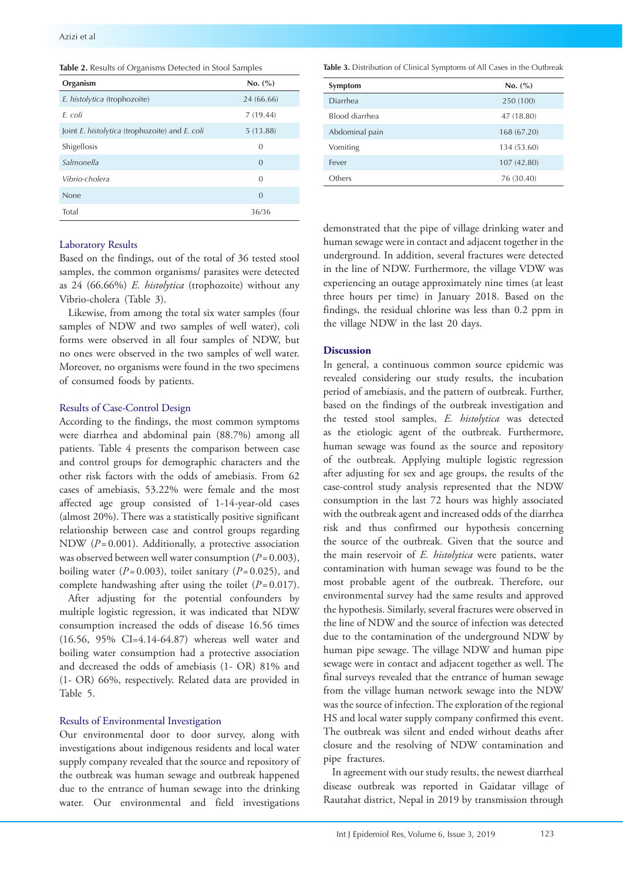**Table 2.** Results of Organisms Detected in Stool Samples

| Organism | No. (%) |
|---|---|
| *E. histolytica* (trophozoite) | 24 (66.66) |
| *E. coli* | 7 (19.44) |
| Joint *E. histolytica* (trophozoite) and *E. coli* | 5 (13.88) |
| Shigellosis | 0 |
| *Salmonella* | 0 |
| *Vibrio-cholera* | 0 |
| None | 0 |
| Total | 36/36 |

### Laboratory Results

Based on the findings, out of the total of 36 tested stool samples, the common organisms/ parasites were detected as 24 (66.66%) *E. histolytica* (trophozoite) without any Vibrio-cholera (Table 3).

Likewise, from among the total six water samples (four samples of NDW and two samples of well water), coli forms were observed in all four samples of NDW, but no ones were observed in the two samples of well water. Moreover, no organisms were found in the two specimens of consumed foods by patients.

### Results of Case-Control Design

According to the findings, the most common symptoms were diarrhea and abdominal pain (88.7%) among all patients. Table 4 presents the comparison between case and control groups for demographic characters and the other risk factors with the odds of amebiasis. From 62 cases of amebiasis, 53.22% were female and the most affected age group consisted of 1-14-year-old cases (almost 20%). There was a statistically positive significant relationship between case and control groups regarding NDW ($P = 0.001$). Additionally, a protective association was observed between well water consumption ($P = 0.003$), boiling water ($P = 0.003$), toilet sanitary ($P = 0.025$), and complete handwashing after using the toilet ($P = 0.017$).

After adjusting for the potential confounders by multiple logistic regression, it was indicated that NDW consumption increased the odds of disease 16.56 times (16.56, 95% CI=4.14-64.87) whereas well water and boiling water consumption had a protective association and decreased the odds of amebiasis (1- OR) 81% and (1- OR) 66%, respectively. Related data are provided in Table 5.

### Results of Environmental Investigation

Our environmental door to door survey, along with investigations about indigenous residents and local water supply company revealed that the source and repository of the outbreak was human sewage and outbreak happened due to the entrance of human sewage into the drinking water. Our environmental and field investigations demonstrated that the pipe of village drinking water and human sewage were in contact and adjacent together in the underground. In addition, several fractures were detected in the line of NDW. Furthermore, the village VDW was experiencing an outage approximately nine times (at least three hours per time) in January 2018. Based on the findings, the residual chlorine was less than 0.2 ppm in the village NDW in the last 20 days.

**Table 3.** Distribution of Clinical Symptoms of All Cases in the Outbreak

| Symptom | No. (%) |
|---|---|
| Diarrhea | 250 (100) |
| Blood diarrhea | 47 (18.80) |
| Abdominal pain | 168 (67.20) |
| Vomiting | 134 (53.60) |
| Fever | 107 (42.80) |
| Others | 76 (30.40) |

## Discussion

In general, a continuous common source epidemic was revealed considering our study results, the incubation period of amebiasis, and the pattern of outbreak. Further, based on the findings of the outbreak investigation and the tested stool samples, *E. histolytica* was detected as the etiologic agent of the outbreak. Furthermore, human sewage was found as the source and repository of the outbreak. Applying multiple logistic regression after adjusting for sex and age groups, the results of the case-control study analysis represented that the NDW consumption in the last 72 hours was highly associated with the outbreak agent and increased odds of the diarrhea risk and thus confirmed our hypothesis concerning the source of the outbreak. Given that the source and the main reservoir of *E. histolytica* were patients, water contamination with human sewage was found to be the most probable agent of the outbreak. Therefore, our environmental survey had the same results and approved the hypothesis. Similarly, several fractures were observed in the line of NDW and the source of infection was detected due to the contamination of the underground NDW by human pipe sewage. The village NDW and human pipe sewage were in contact and adjacent together as well. The final surveys revealed that the entrance of human sewage from the village human network sewage into the NDW was the source of infection. The exploration of the regional HS and local water supply company confirmed this event. The outbreak was silent and ended without deaths after closure and the resolving of NDW contamination and pipe fractures.

In agreement with our study results, the newest diarrheal disease outbreak was reported in Gaidatar village of Rautahat district, Nepal in 2019 by transmission through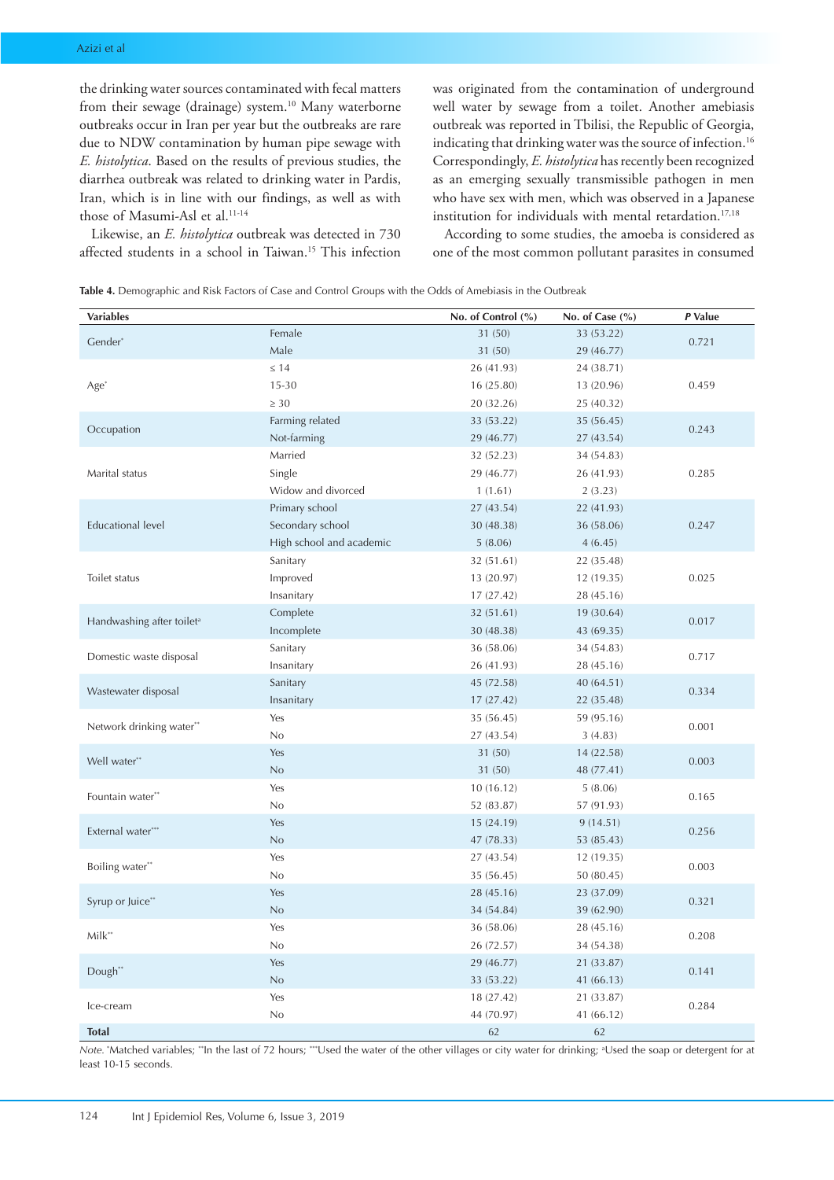the drinking water sources contaminated with fecal matters from their sewage (drainage) system.[10] Many waterborne outbreaks occur in Iran per year but the outbreaks are rare due to NDW contamination by human pipe sewage with *E. histolytica*. Based on the results of previous studies, the diarrhea outbreak was related to drinking water in Pardis, Iran, which is in line with our findings, as well as with those of Masumi-Asl et al.[11-14]

Likewise, an *E. histolytica* outbreak was detected in 730 affected students in a school in Taiwan.[15] This infection was originated from the contamination of underground well water by sewage from a toilet. Another amebiasis outbreak was reported in Tbilisi, the Republic of Georgia, indicating that drinking water was the source of infection.[16] Correspondingly, *E. histolytica* has recently been recognized as an emerging sexually transmissible pathogen in men who have sex with men, which was observed in a Japanese institution for individuals with mental retardation.[17,18]

According to some studies, the amoeba is considered as one of the most common pollutant parasites in consumed

**Table 4.** Demographic and Risk Factors of Case and Control Groups with the Odds of Amebiasis in the Outbreak

| Variables | | No. of Control (%) | No. of Case (%) | *P* Value |
|---|---|---|---|---|
| Gender* | Female | 31 (50) | 33 (53.22) | 0.721 |
| | Male | 31 (50) | 29 (46.77) | |
| Age* | ≤ 14 | 26 (41.93) | 24 (38.71) | 0.459 |
| | 15-30 | 16 (25.80) | 13 (20.96) | |
| | ≥ 30 | 20 (32.26) | 25 (40.32) | |
| Occupation | Farming related | 33 (53.22) | 35 (56.45) | 0.243 |
| | Not-farming | 29 (46.77) | 27 (43.54) | |
| Marital status | Married | 32 (52.23) | 34 (54.83) | 0.285 |
| | Single | 29 (46.77) | 26 (41.93) | |
| | Widow and divorced | 1 (1.61) | 2 (3.23) | |
| Educational level | Primary school | 27 (43.54) | 22 (41.93) | 0.247 |
| | Secondary school | 30 (48.38) | 36 (58.06) | |
| | High school and academic | 5 (8.06) | 4 (6.45) | |
| Toilet status | Sanitary | 32 (51.61) | 22 (35.48) | 0.025 |
| | Improved | 13 (20.97) | 12 (19.35) | |
| | Insanitary | 17 (27.42) | 28 (45.16) | |
| Handwashing after toilet[a] | Complete | 32 (51.61) | 19 (30.64) | 0.017 |
| | Incomplete | 30 (48.38) | 43 (69.35) | |
| Domestic waste disposal | Sanitary | 36 (58.06) | 34 (54.83) | 0.717 |
| | Insanitary | 26 (41.93) | 28 (45.16) | |
| Wastewater disposal | Sanitary | 45 (72.58) | 40 (64.51) | 0.334 |
| | Insanitary | 17 (27.42) | 22 (35.48) | |
| Network drinking water** | Yes | 35 (56.45) | 59 (95.16) | 0.001 |
| | No | 27 (43.54) | 3 (4.83) | |
| Well water** | Yes | 31 (50) | 14 (22.58) | 0.003 |
| | No | 31 (50) | 48 (77.41) | |
| Fountain water** | Yes | 10 (16.12) | 5 (8.06) | 0.165 |
| | No | 52 (83.87) | 57 (91.93) | |
| External water*** | Yes | 15 (24.19) | 9 (14.51) | 0.256 |
| | No | 47 (78.33) | 53 (85.43) | |
| Boiling water** | Yes | 27 (43.54) | 12 (19.35) | 0.003 |
| | No | 35 (56.45) | 50 (80.45) | |
| Syrup or Juice** | Yes | 28 (45.16) | 23 (37.09) | 0.321 |
| | No | 34 (54.84) | 39 (62.90) | |
| Milk** | Yes | 36 (58.06) | 28 (45.16) | 0.208 |
| | No | 26 (72.57) | 34 (54.38) | |
| Dough** | Yes | 29 (46.77) | 21 (33.87) | 0.141 |
| | No | 33 (53.22) | 41 (66.13) | |
| Ice-cream | Yes | 18 (27.42) | 21 (33.87) | 0.284 |
| | No | 44 (70.97) | 41 (66.12) | |
| **Total** | | 62 | 62 | |

*Note.* *Matched variables; **In the last of 72 hours; ***Used the water of the other villages or city water for drinking; [a]Used the soap or detergent for at least 10-15 seconds.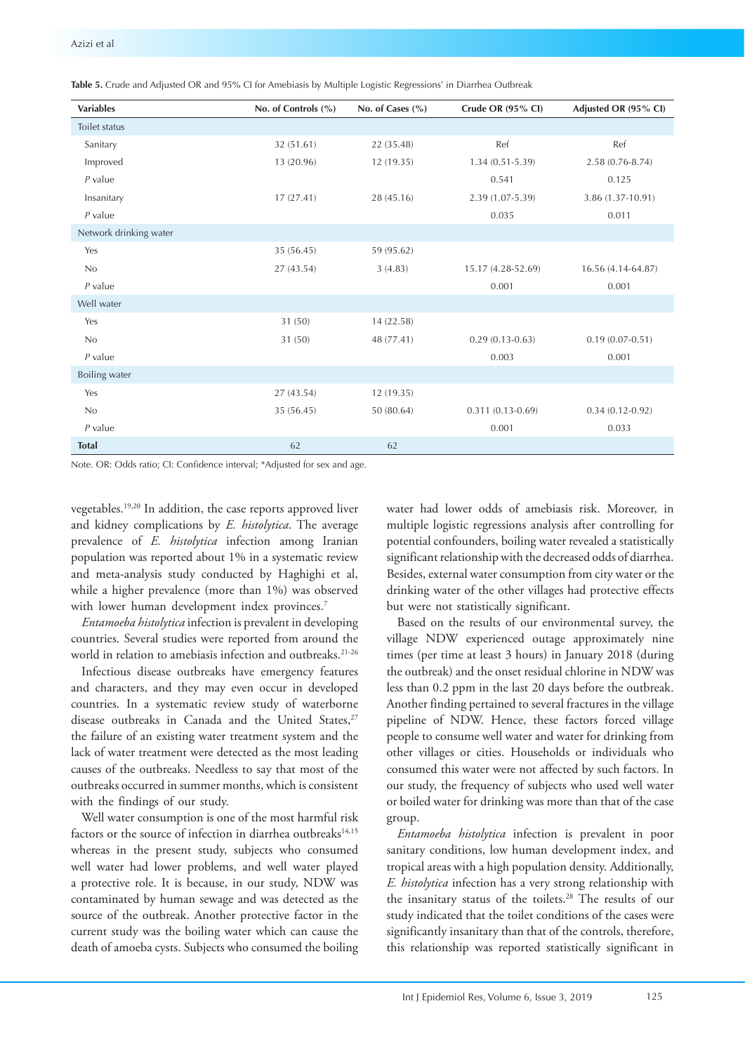**Table 5.** Crude and Adjusted OR and 95% CI for Amebiasis by Multiple Logistic Regressions* in Diarrhea Outbreak

| Variables | No. of Controls (%) | No. of Cases (%) | Crude OR (95% CI) | Adjusted OR (95% CI) |
|---|---|---|---|---|
| Toilet status | | | | |
| Sanitary | 32 (51.61) | 22 (35.48) | Ref | Ref |
| Improved | 13 (20.96) | 12 (19.35) | 1.34 (0.51-5.39) | 2.58 (0.76-8.74) |
| *P* value | | | 0.541 | 0.125 |
| Insanitary | 17 (27.41) | 28 (45.16) | 2.39 (1.07-5.39) | 3.86 (1.37-10.91) |
| *P* value | | | 0.035 | 0.011 |
| Network drinking water | | | | |
| Yes | 35 (56.45) | 59 (95.62) | | |
| No | 27 (43.54) | 3 (4.83) | 15.17 (4.28-52.69) | 16.56 (4.14-64.87) |
| *P* value | | | 0.001 | 0.001 |
| Well water | | | | |
| Yes | 31 (50) | 14 (22.58) | | |
| No | 31 (50) | 48 (77.41) | 0.29 (0.13-0.63) | 0.19 (0.07-0.51) |
| *P* value | | | 0.003 | 0.001 |
| Boiling water | | | | |
| Yes | 27 (43.54) | 12 (19.35) | | |
| No | 35 (56.45) | 50 (80.64) | 0.311 (0.13-0.69) | 0.34 (0.12-0.92) |
| *P* value | | | 0.001 | 0.033 |
| **Total** | 62 | 62 | | |

Note. OR: Odds ratio; CI: Confidence interval; *Adjusted for sex and age.

vegetables.[19,20] In addition, the case reports approved liver and kidney complications by *E. histolytica*. The average prevalence of *E. histolytica* infection among Iranian population was reported about 1% in a systematic review and meta-analysis study conducted by Haghighi et al, while a higher prevalence (more than 1%) was observed with lower human development index provinces.[7]

*Entamoeba histolytica* infection is prevalent in developing countries. Several studies were reported from around the world in relation to amebiasis infection and outbreaks.[21-26]

Infectious disease outbreaks have emergency features and characters, and they may even occur in developed countries. In a systematic review study of waterborne disease outbreaks in Canada and the United States,[27] the failure of an existing water treatment system and the lack of water treatment were detected as the most leading causes of the outbreaks. Needless to say that most of the outbreaks occurred in summer months, which is consistent with the findings of our study.

Well water consumption is one of the most harmful risk factors or the source of infection in diarrhea outbreaks[14,15] whereas in the present study, subjects who consumed well water had lower problems, and well water played a protective role. It is because, in our study, NDW was contaminated by human sewage and was detected as the source of the outbreak. Another protective factor in the current study was the boiling water which can cause the death of amoeba cysts. Subjects who consumed the boiling water had lower odds of amebiasis risk. Moreover, in multiple logistic regressions analysis after controlling for potential confounders, boiling water revealed a statistically significant relationship with the decreased odds of diarrhea. Besides, external water consumption from city water or the drinking water of the other villages had protective effects but were not statistically significant.

Based on the results of our environmental survey, the village NDW experienced outage approximately nine times (per time at least 3 hours) in January 2018 (during the outbreak) and the onset residual chlorine in NDW was less than 0.2 ppm in the last 20 days before the outbreak. Another finding pertained to several fractures in the village pipeline of NDW. Hence, these factors forced village people to consume well water and water for drinking from other villages or cities. Households or individuals who consumed this water were not affected by such factors. In our study, the frequency of subjects who used well water or boiled water for drinking was more than that of the case group.

*Entamoeba histolytica* infection is prevalent in poor sanitary conditions, low human development index, and tropical areas with a high population density. Additionally, *E. histolytica* infection has a very strong relationship with the insanitary status of the toilets.[28] The results of our study indicated that the toilet conditions of the cases were significantly insanitary than that of the controls, therefore, this relationship was reported statistically significant in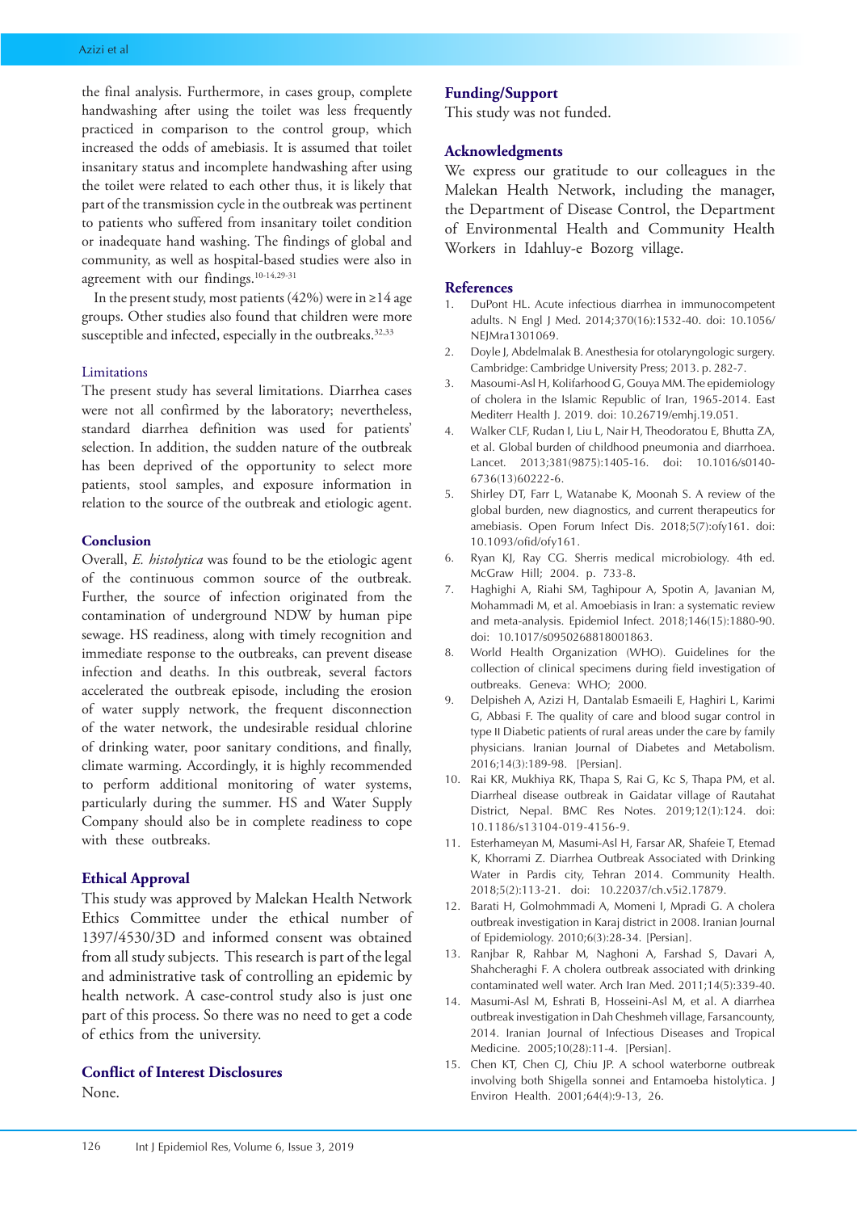the final analysis. Furthermore, in cases group, complete handwashing after using the toilet was less frequently practiced in comparison to the control group, which increased the odds of amebiasis. It is assumed that toilet insanitary status and incomplete handwashing after using the toilet were related to each other thus, it is likely that part of the transmission cycle in the outbreak was pertinent to patients who suffered from insanitary toilet condition or inadequate hand washing. The findings of global and community, as well as hospital-based studies were also in agreement with our findings.[10-14,29-31]

In the present study, most patients (42%) were in ≥14 age groups. Other studies also found that children were more susceptible and infected, especially in the outbreaks.[32,33]

### Limitations

The present study has several limitations. Diarrhea cases were not all confirmed by the laboratory; nevertheless, standard diarrhea definition was used for patients' selection. In addition, the sudden nature of the outbreak has been deprived of the opportunity to select more patients, stool samples, and exposure information in relation to the source of the outbreak and etiologic agent.

## Conclusion

Overall, *E. histolytica* was found to be the etiologic agent of the continuous common source of the outbreak. Further, the source of infection originated from the contamination of underground NDW by human pipe sewage. HS readiness, along with timely recognition and immediate response to the outbreaks, can prevent disease infection and deaths. In this outbreak, several factors accelerated the outbreak episode, including the erosion of water supply network, the frequent disconnection of the water network, the undesirable residual chlorine of drinking water, poor sanitary conditions, and finally, climate warming. Accordingly, it is highly recommended to perform additional monitoring of water systems, particularly during the summer. HS and Water Supply Company should also be in complete readiness to cope with these outbreaks.

## Ethical Approval

This study was approved by Malekan Health Network Ethics Committee under the ethical number of 1397/4530/3D and informed consent was obtained from all study subjects. This research is part of the legal and administrative task of controlling an epidemic by health network. A case-control study also is just one part of this process. So there was no need to get a code of ethics from the university.

## Conflict of Interest Disclosures

None.

## Funding/Support

This study was not funded.

## Acknowledgments

We express our gratitude to our colleagues in the Malekan Health Network, including the manager, the Department of Disease Control, the Department of Environmental Health and Community Health Workers in Idahluy-e Bozorg village.

## References

1. DuPont HL. Acute infectious diarrhea in immunocompetent adults. N Engl J Med. 2014;370(16):1532-40. doi: 10.1056/NEJMra1301069.
2. Doyle J, Abdelmalak B. Anesthesia for otolaryngologic surgery. Cambridge: Cambridge University Press; 2013. p. 282-7.
3. Masoumi-Asl H, Kolifarhood G, Gouya MM. The epidemiology of cholera in the Islamic Republic of Iran, 1965-2014. East Mediterr Health J. 2019. doi: 10.26719/emhj.19.051.
4. Walker CLF, Rudan I, Liu L, Nair H, Theodoratou E, Bhutta ZA, et al. Global burden of childhood pneumonia and diarrhoea. Lancet. 2013;381(9875):1405-16. doi: 10.1016/s0140-6736(13)60222-6.
5. Shirley DT, Farr L, Watanabe K, Moonah S. A review of the global burden, new diagnostics, and current therapeutics for amebiasis. Open Forum Infect Dis. 2018;5(7):ofy161. doi: 10.1093/ofid/ofy161.
6. Ryan KJ, Ray CG. Sherris medical microbiology. 4th ed. McGraw Hill; 2004. p. 733-8.
7. Haghighi A, Riahi SM, Taghipour A, Spotin A, Javanian M, Mohammadi M, et al. Amoebiasis in Iran: a systematic review and meta-analysis. Epidemiol Infect. 2018;146(15):1880-90. doi: 10.1017/s0950268818001863.
8. World Health Organization (WHO). Guidelines for the collection of clinical specimens during field investigation of outbreaks. Geneva: WHO; 2000.
9. Delpisheh A, Azizi H, Dantalab Esmaeili E, Haghiri L, Karimi G, Abbasi F. The quality of care and blood sugar control in type II Diabetic patients of rural areas under the care by family physicians. Iranian Journal of Diabetes and Metabolism. 2016;14(3):189-98. [Persian].
10. Rai KR, Mukhiya RK, Thapa S, Rai G, Kc S, Thapa PM, et al. Diarrheal disease outbreak in Gaidatar village of Rautahat District, Nepal. BMC Res Notes. 2019;12(1):124. doi: 10.1186/s13104-019-4156-9.
11. Esterhameyan M, Masumi-Asl H, Farsar AR, Shafeie T, Etemad K, Khorrami Z. Diarrhea Outbreak Associated with Drinking Water in Pardis city, Tehran 2014. Community Health. 2018;5(2):113-21. doi: 10.22037/ch.v5i2.17879.
12. Barati H, Golmohmmadi A, Momeni I, Mpradi G. A cholera outbreak investigation in Karaj district in 2008. Iranian Journal of Epidemiology. 2010;6(3):28-34. [Persian].
13. Ranjbar R, Rahbar M, Naghoni A, Farshad S, Davari A, Shahcheraghi F. A cholera outbreak associated with drinking contaminated well water. Arch Iran Med. 2011;14(5):339-40.
14. Masumi-Asl M, Eshrati B, Hosseini-Asl M, et al. A diarrhea outbreak investigation in Dah Cheshmeh village, Farsancounty, 2014. Iranian Journal of Infectious Diseases and Tropical Medicine. 2005;10(28):11-4. [Persian].
15. Chen KT, Chen CJ, Chiu JP. A school waterborne outbreak involving both Shigella sonnei and Entamoeba histolytica. J Environ Health. 2001;64(4):9-13, 26.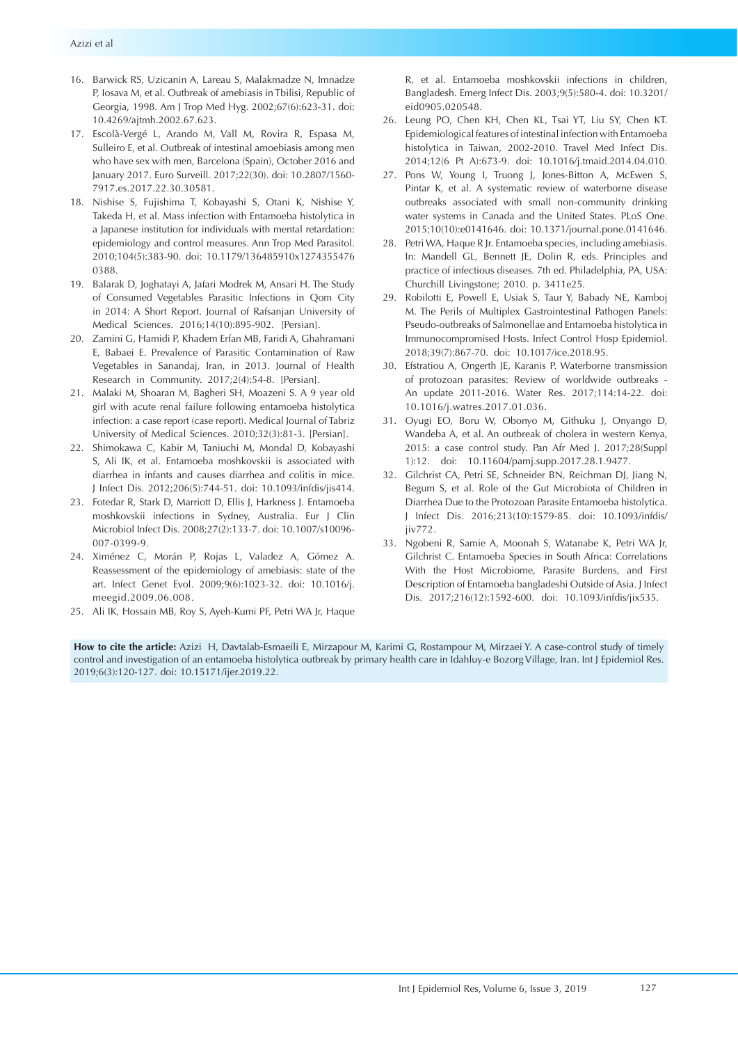16. Barwick RS, Uzicanin A, Lareau S, Malakmadze N, Imnadze P, Iosava M, et al. Outbreak of amebiasis in Tbilisi, Republic of Georgia, 1998. Am J Trop Med Hyg. 2002;67(6):623-31. doi: 10.4269/ajtmh.2002.67.623.
17. Escolà-Vergé L, Arando M, Vall M, Rovira R, Espasa M, Sulleiro E, et al. Outbreak of intestinal amoebiasis among men who have sex with men, Barcelona (Spain), October 2016 and January 2017. Euro Surveill. 2017;22(30). doi: 10.2807/1560-7917.es.2017.22.30.30581.
18. Nishise S, Fujishima T, Kobayashi S, Otani K, Nishise Y, Takeda H, et al. Mass infection with Entamoeba histolytica in a Japanese institution for individuals with mental retardation: epidemiology and control measures. Ann Trop Med Parasitol. 2010;104(5):383-90. doi: 10.1179/136485910x12743554760388.
19. Balarak D, Joghatayi A, Jafari Modrek M, Ansari H. The Study of Consumed Vegetables Parasitic Infections in Qom City in 2014: A Short Report. Journal of Rafsanjan University of Medical Sciences. 2016;14(10):895-902. [Persian].
20. Zamini G, Hamidi P, Khadem Erfan MB, Faridi A, Ghahramani E, Babaei E. Prevalence of Parasitic Contamination of Raw Vegetables in Sanandaj, Iran, in 2013. Journal of Health Research in Community. 2017;2(4):54-8. [Persian].
21. Malaki M, Shoaran M, Bagheri SH, Moazeni S. A 9 year old girl with acute renal failure following entamoeba histolytica infection: a case report (case report). Medical Journal of Tabriz University of Medical Sciences. 2010;32(3):81-3. [Persian].
22. Shimokawa C, Kabir M, Taniuchi M, Mondal D, Kobayashi S, Ali IK, et al. Entamoeba moshkovskii is associated with diarrhea in infants and causes diarrhea and colitis in mice. J Infect Dis. 2012;206(5):744-51. doi: 10.1093/infdis/jis414.
23. Fotedar R, Stark D, Marriott D, Ellis J, Harkness J. Entamoeba moshkovskii infections in Sydney, Australia. Eur J Clin Microbiol Infect Dis. 2008;27(2):133-7. doi: 10.1007/s10096-007-0399-9.
24. Ximénez C, Morán P, Rojas L, Valadez A, Gómez A. Reassessment of the epidemiology of amebiasis: state of the art. Infect Genet Evol. 2009;9(6):1023-32. doi: 10.1016/j.meegid.2009.06.008.
25. Ali IK, Hossain MB, Roy S, Ayeh-Kumi PF, Petri WA Jr, Haque R, et al. Entamoeba moshkovskii infections in children, Bangladesh. Emerg Infect Dis. 2003;9(5):580-4. doi: 10.3201/eid0905.020548.
26. Leung PO, Chen KH, Chen KL, Tsai YT, Liu SY, Chen KT. Epidemiological features of intestinal infection with Entamoeba histolytica in Taiwan, 2002-2010. Travel Med Infect Dis. 2014;12(6 Pt A):673-9. doi: 10.1016/j.tmaid.2014.04.010.
27. Pons W, Young I, Truong J, Jones-Bitton A, McEwen S, Pintar K, et al. A systematic review of waterborne disease outbreaks associated with small non-community drinking water systems in Canada and the United States. PLoS One. 2015;10(10):e0141646. doi: 10.1371/journal.pone.0141646.
28. Petri WA, Haque R Jr. Entamoeba species, including amebiasis. In: Mandell GL, Bennett JE, Dolin R, eds. Principles and practice of infectious diseases. 7th ed. Philadelphia, PA, USA: Churchill Livingstone; 2010. p. 3411e25.
29. Robilotti E, Powell E, Usiak S, Taur Y, Babady NE, Kamboj M. The Perils of Multiplex Gastrointestinal Pathogen Panels: Pseudo-outbreaks of Salmonellae and Entamoeba histolytica in Immunocompromised Hosts. Infect Control Hosp Epidemiol. 2018;39(7):867-70. doi: 10.1017/ice.2018.95.
30. Efstratiou A, Ongerth JE, Karanis P. Waterborne transmission of protozoan parasites: Review of worldwide outbreaks - An update 2011-2016. Water Res. 2017;114:14-22. doi: 10.1016/j.watres.2017.01.036.
31. Oyugi EO, Boru W, Obonyo M, Githuku J, Onyango D, Wandeba A, et al. An outbreak of cholera in western Kenya, 2015: a case control study. Pan Afr Med J. 2017;28(Suppl 1):12. doi: 10.11604/pamj.supp.2017.28.1.9477.
32. Gilchrist CA, Petri SE, Schneider BN, Reichman DJ, Jiang N, Begum S, et al. Role of the Gut Microbiota of Children in Diarrhea Due to the Protozoan Parasite Entamoeba histolytica. J Infect Dis. 2016;213(10):1579-85. doi: 10.1093/infdis/jiv772.
33. Ngobeni R, Samie A, Moonah S, Watanabe K, Petri WA Jr, Gilchrist C. Entamoeba Species in South Africa: Correlations With the Host Microbiome, Parasite Burdens, and First Description of Entamoeba bangladeshi Outside of Asia. J Infect Dis. 2017;216(12):1592-600. doi: 10.1093/infdis/jix535.

**How to cite the article:** Azizi H, Davtalab-Esmaeili E, Mirzapour M, Karimi G, Rostampour M, Mirzaei Y. A case-control study of timely control and investigation of an entamoeba histolytica outbreak by primary health care in Idahluy-e Bozorg Village, Iran. Int J Epidemiol Res. 2019;6(3):120-127. doi: 10.15171/ijer.2019.22.